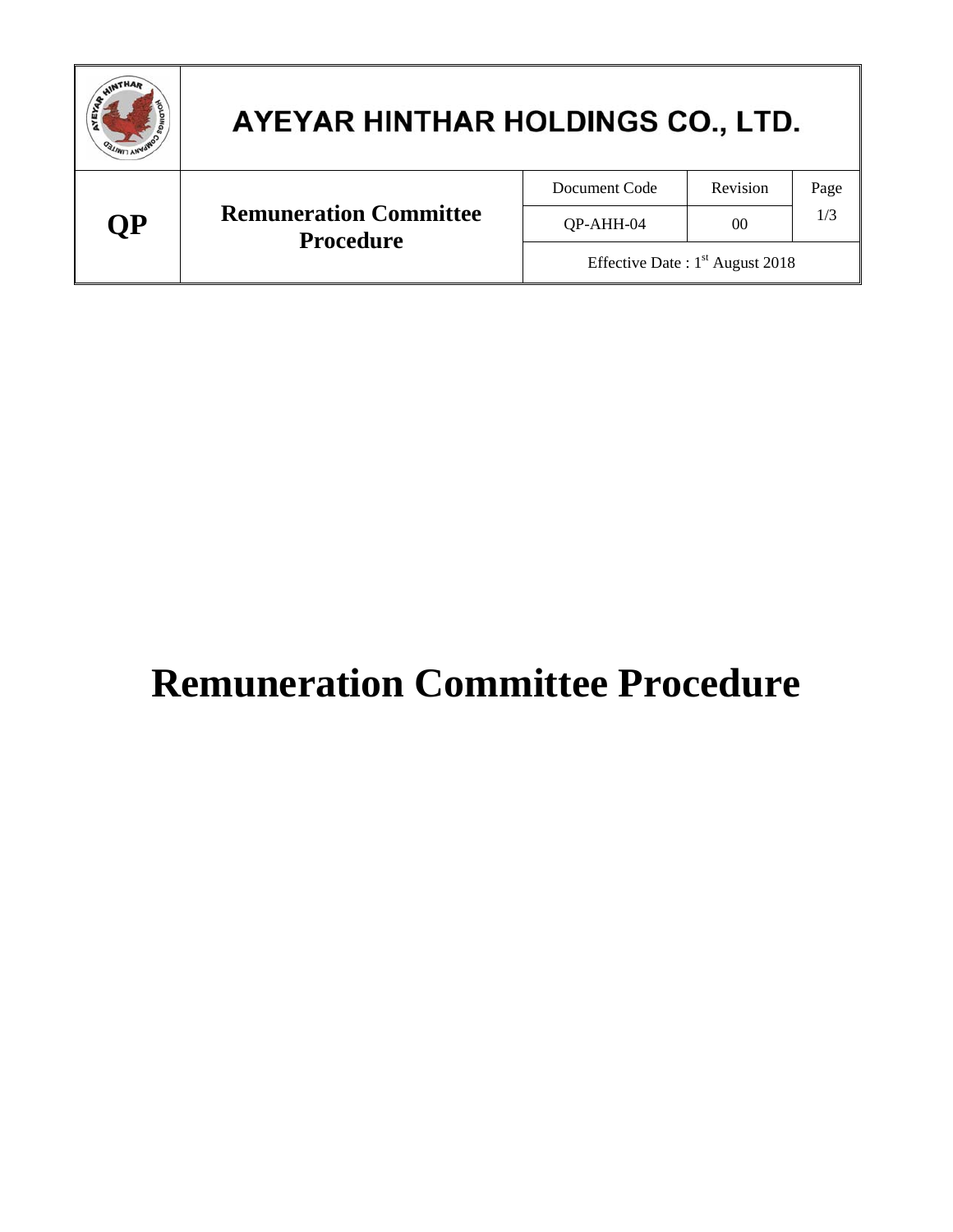# Remuneration Committee Procedure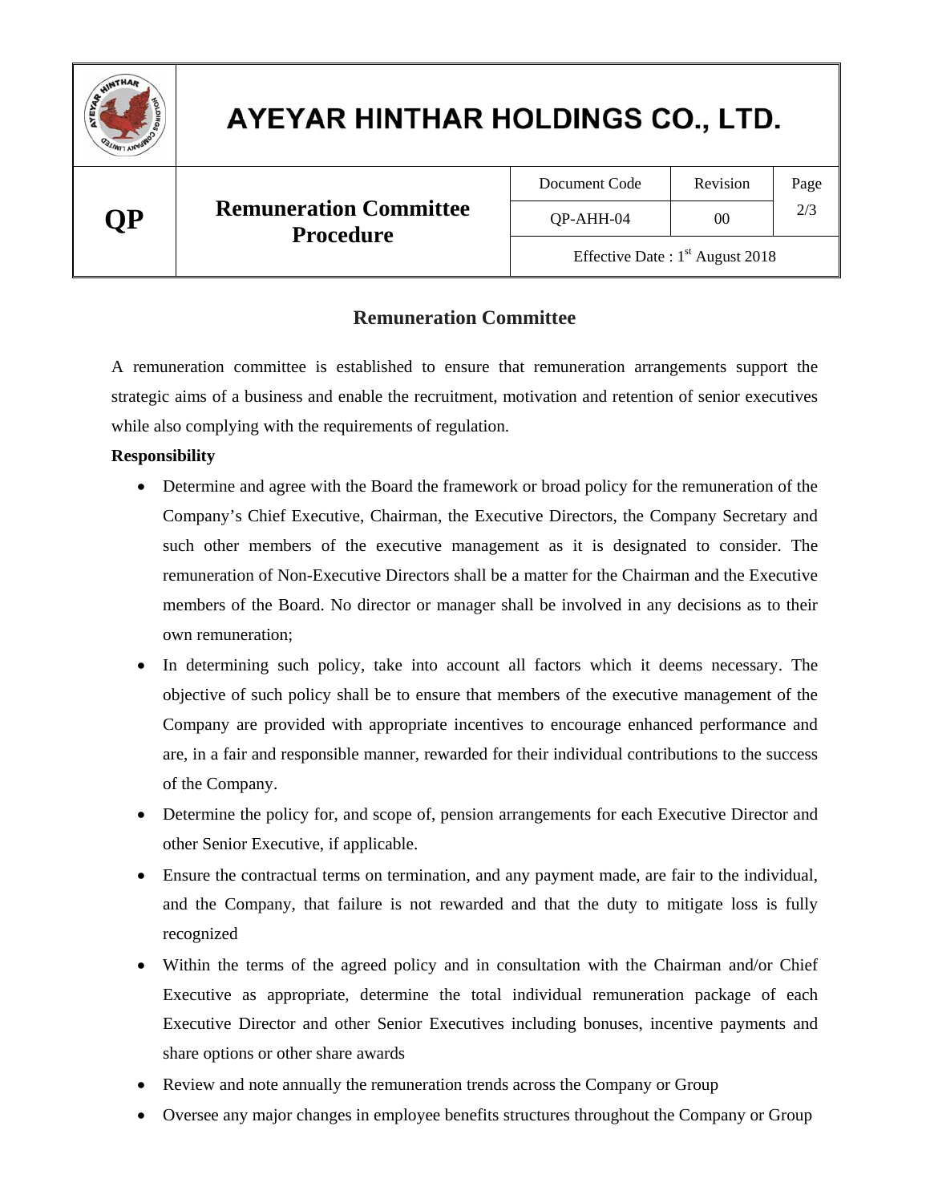## Remuneration Committee

A remuneration committee is established to ensure that remuneration arrangements support the strategic aims of a business and enable the recruitment, motivation and retention of senior executives while also complying with the requirements of regulation.

**Responsibility**

- Determine and agree with the Board the framework or broad policy for the remuneration of the Company's Chief Executive, Chairman, the Executive Directors, the Company Secretary and such other members of the executive management as it is designated to consider. The remuneration of Non-Executive Directors shall be a matter for the Chairman and the Executive members of the Board. No director or manager shall be involved in any decisions as to their own remuneration;
- In determining such policy, take into account all factors which it deems necessary. The objective of such policy shall be to ensure that members of the executive management of the Company are provided with appropriate incentives to encourage enhanced performance and are, in a fair and responsible manner, rewarded for their individual contributions to the success of the Company.
- Determine the policy for, and scope of, pension arrangements for each Executive Director and other Senior Executive, if applicable.
- Ensure the contractual terms on termination, and any payment made, are fair to the individual, and the Company, that failure is not rewarded and that the duty to mitigate loss is fully recognized
- Within the terms of the agreed policy and in consultation with the Chairman and/or Chief Executive as appropriate, determine the total individual remuneration package of each Executive Director and other Senior Executives including bonuses, incentive payments and share options or other share awards
- Review and note annually the remuneration trends across the Company or Group
- Oversee any major changes in employee benefits structures throughout the Company or Group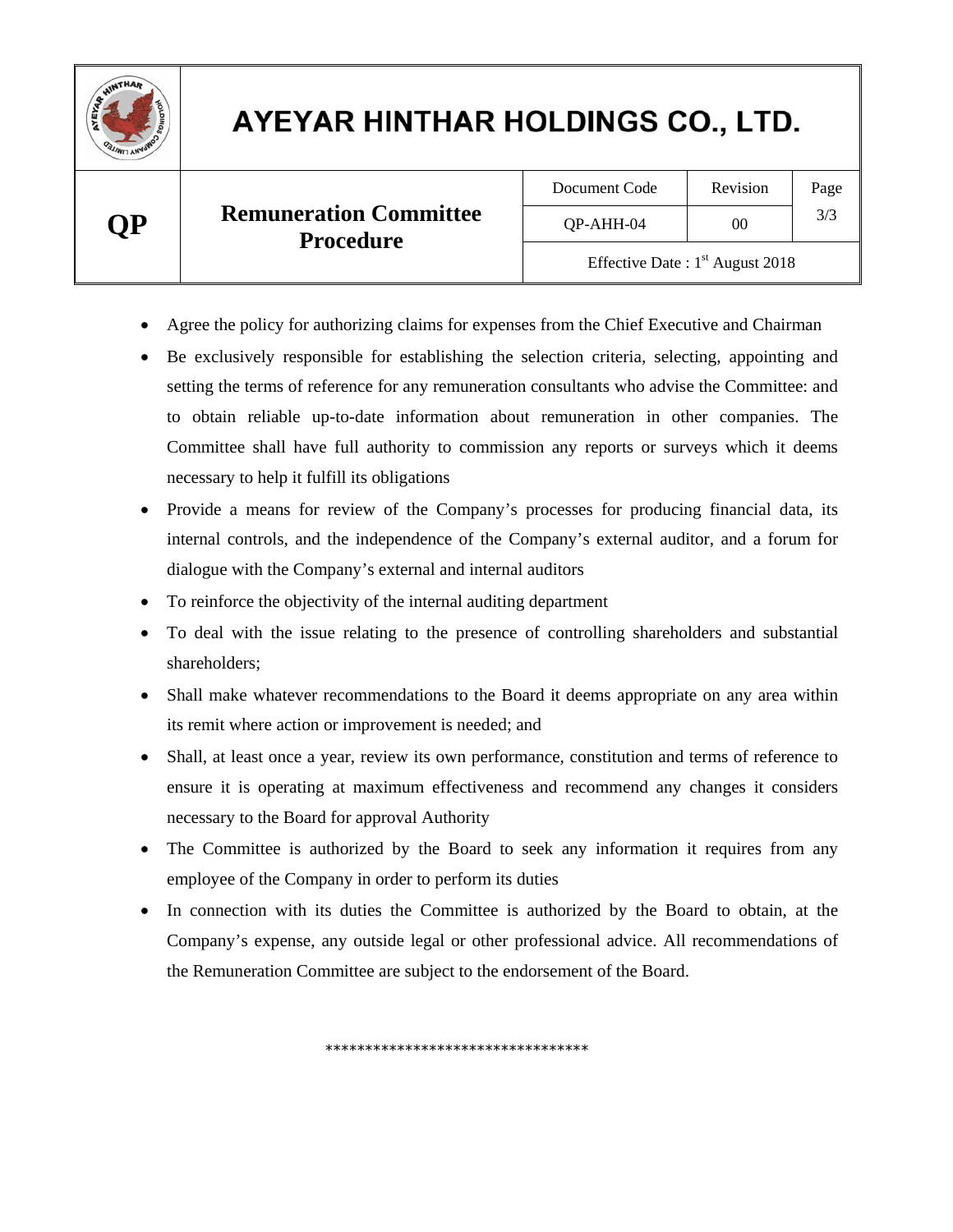- Agree the policy for authorizing claims for expenses from the Chief Executive and Chairman
- Be exclusively responsible for establishing the selection criteria, selecting, appointing and setting the terms of reference for any remuneration consultants who advise the Committee: and to obtain reliable up-to-date information about remuneration in other companies. The Committee shall have full authority to commission any reports or surveys which it deems necessary to help it fulfill its obligations
- Provide a means for review of the Company's processes for producing financial data, its internal controls, and the independence of the Company's external auditor, and a forum for dialogue with the Company's external and internal auditors
- To reinforce the objectivity of the internal auditing department
- To deal with the issue relating to the presence of controlling shareholders and substantial shareholders;
- Shall make whatever recommendations to the Board it deems appropriate on any area within its remit where action or improvement is needed; and
- Shall, at least once a year, review its own performance, constitution and terms of reference to ensure it is operating at maximum effectiveness and recommend any changes it considers necessary to the Board for approval Authority
- The Committee is authorized by the Board to seek any information it requires from any employee of the Company in order to perform its duties
- In connection with its duties the Committee is authorized by the Board to obtain, at the Company's expense, any outside legal or other professional advice. All recommendations of the Remuneration Committee are subject to the endorsement of the Board.

*********************************